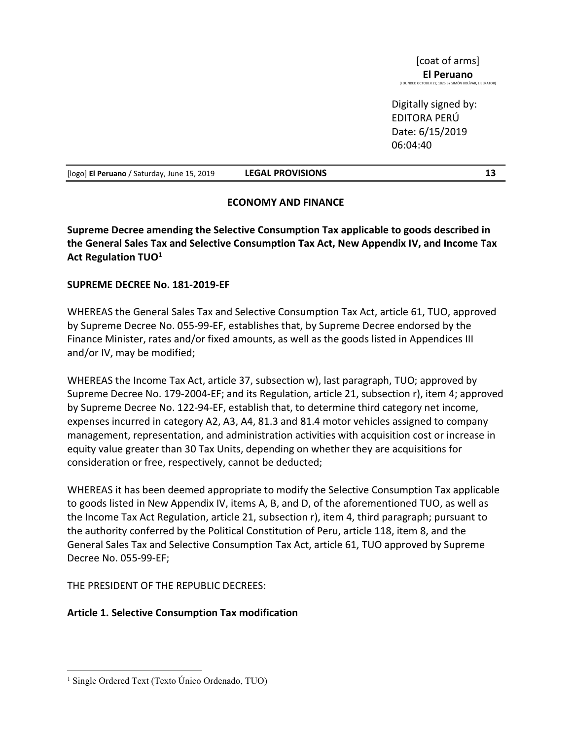[coat of arms]

**El Peruano**

[FOUNDED OCTOBER 22, 1825 BY SIMÓN BOLÍVAR, LIBERATOR]

Digitally signed by:
EDITORA PERÚ
Date: 6/15/2019
06:04:40

## ECONOMY AND FINANCE

### Supreme Decree amending the Selective Consumption Tax applicable to goods described in the General Sales Tax and Selective Consumption Tax Act, New Appendix IV, and Income Tax Act Regulation TUO[1]

### SUPREME DECREE No. 181-2019-EF

WHEREAS the General Sales Tax and Selective Consumption Tax Act, article 61, TUO, approved by Supreme Decree No. 055-99-EF, establishes that, by Supreme Decree endorsed by the Finance Minister, rates and/or fixed amounts, as well as the goods listed in Appendices III and/or IV, may be modified;

WHEREAS the Income Tax Act, article 37, subsection w), last paragraph, TUO; approved by Supreme Decree No. 179-2004-EF; and its Regulation, article 21, subsection r), item 4; approved by Supreme Decree No. 122-94-EF, establish that, to determine third category net income, expenses incurred in category A2, A3, A4, 81.3 and 81.4 motor vehicles assigned to company management, representation, and administration activities with acquisition cost or increase in equity value greater than 30 Tax Units, depending on whether they are acquisitions for consideration or free, respectively, cannot be deducted;

WHEREAS it has been deemed appropriate to modify the Selective Consumption Tax applicable to goods listed in New Appendix IV, items A, B, and D, of the aforementioned TUO, as well as the Income Tax Act Regulation, article 21, subsection r), item 4, third paragraph; pursuant to the authority conferred by the Political Constitution of Peru, article 118, item 8, and the General Sales Tax and Selective Consumption Tax Act, article 61, TUO approved by Supreme Decree No. 055-99-EF;

THE PRESIDENT OF THE REPUBLIC DECREES:

**Article 1. Selective Consumption Tax modification**

---

[1] Single Ordered Text (Texto Único Ordenado, TUO)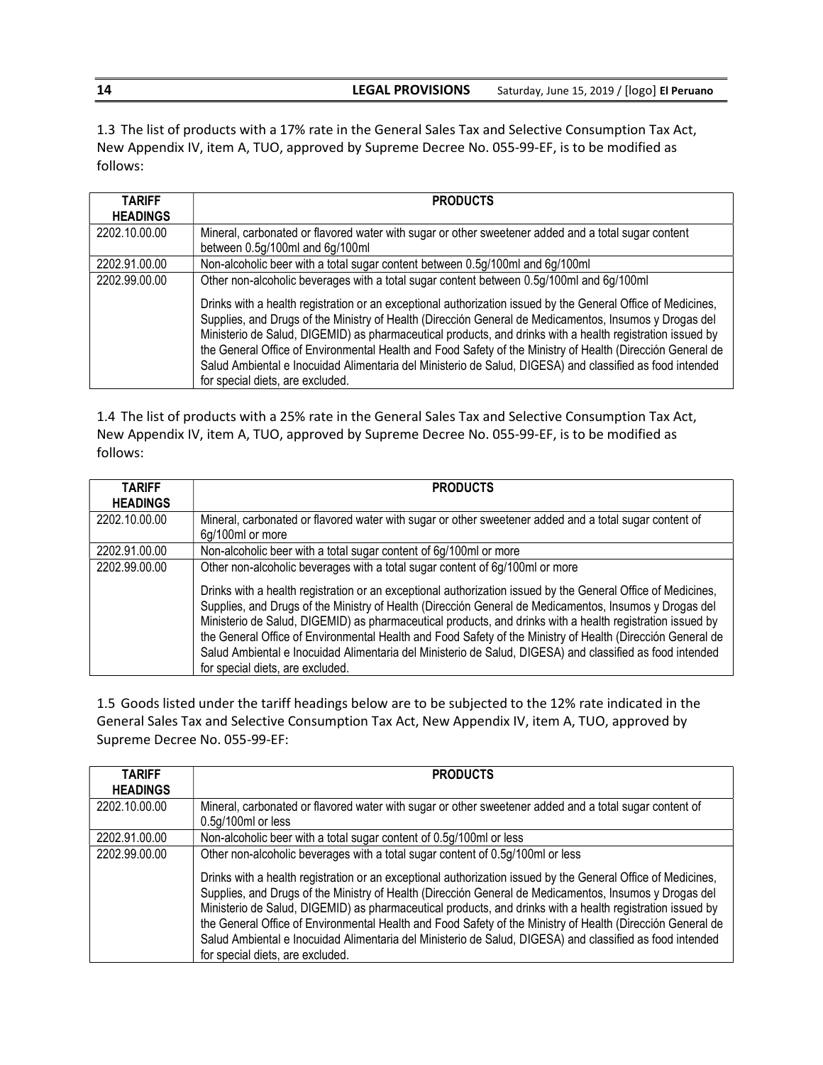1.3 The list of products with a 17% rate in the General Sales Tax and Selective Consumption Tax Act, New Appendix IV, item A, TUO, approved by Supreme Decree No. 055-99-EF, is to be modified as follows:

| TARIFF HEADINGS | PRODUCTS |
|---|---|
| 2202.10.00.00 | Mineral, carbonated or flavored water with sugar or other sweetener added and a total sugar content between 0.5g/100ml and 6g/100ml |
| 2202.91.00.00 | Non-alcoholic beer with a total sugar content between 0.5g/100ml and 6g/100ml |
| 2202.99.00.00 | Other non-alcoholic beverages with a total sugar content between 0.5g/100ml and 6g/100ml<br><br>Drinks with a health registration or an exceptional authorization issued by the General Office of Medicines, Supplies, and Drugs of the Ministry of Health (Dirección General de Medicamentos, Insumos y Drogas del Ministerio de Salud, DIGEMID) as pharmaceutical products, and drinks with a health registration issued by the General Office of Environmental Health and Food Safety of the Ministry of Health (Dirección General de Salud Ambiental e Inocuidad Alimentaria del Ministerio de Salud, DIGESA) and classified as food intended for special diets, are excluded. |

1.4 The list of products with a 25% rate in the General Sales Tax and Selective Consumption Tax Act, New Appendix IV, item A, TUO, approved by Supreme Decree No. 055-99-EF, is to be modified as follows:

| TARIFF HEADINGS | PRODUCTS |
|---|---|
| 2202.10.00.00 | Mineral, carbonated or flavored water with sugar or other sweetener added and a total sugar content of 6g/100ml or more |
| 2202.91.00.00 | Non-alcoholic beer with a total sugar content of 6g/100ml or more |
| 2202.99.00.00 | Other non-alcoholic beverages with a total sugar content of 6g/100ml or more<br><br>Drinks with a health registration or an exceptional authorization issued by the General Office of Medicines, Supplies, and Drugs of the Ministry of Health (Dirección General de Medicamentos, Insumos y Drogas del Ministerio de Salud, DIGEMID) as pharmaceutical products, and drinks with a health registration issued by the General Office of Environmental Health and Food Safety of the Ministry of Health (Dirección General de Salud Ambiental e Inocuidad Alimentaria del Ministerio de Salud, DIGESA) and classified as food intended for special diets, are excluded. |

1.5 Goods listed under the tariff headings below are to be subjected to the 12% rate indicated in the General Sales Tax and Selective Consumption Tax Act, New Appendix IV, item A, TUO, approved by Supreme Decree No. 055-99-EF:

| TARIFF HEADINGS | PRODUCTS |
|---|---|
| 2202.10.00.00 | Mineral, carbonated or flavored water with sugar or other sweetener added and a total sugar content of 0.5g/100ml or less |
| 2202.91.00.00 | Non-alcoholic beer with a total sugar content of 0.5g/100ml or less |
| 2202.99.00.00 | Other non-alcoholic beverages with a total sugar content of 0.5g/100ml or less<br><br>Drinks with a health registration or an exceptional authorization issued by the General Office of Medicines, Supplies, and Drugs of the Ministry of Health (Dirección General de Medicamentos, Insumos y Drogas del Ministerio de Salud, DIGEMID) as pharmaceutical products, and drinks with a health registration issued by the General Office of Environmental Health and Food Safety of the Ministry of Health (Dirección General de Salud Ambiental e Inocuidad Alimentaria del Ministerio de Salud, DIGESA) and classified as food intended for special diets, are excluded. |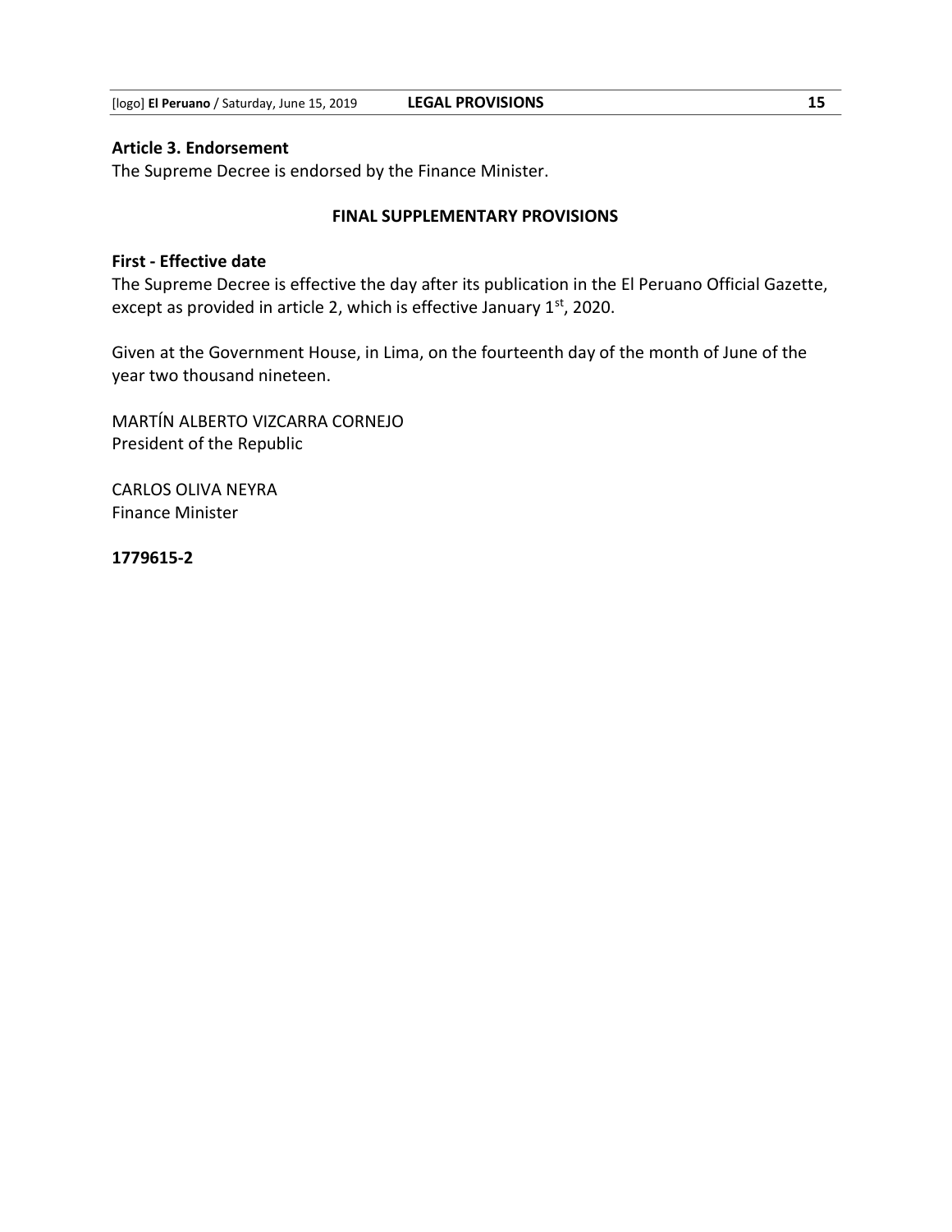**Article 3. Endorsement**

The Supreme Decree is endorsed by the Finance Minister.

**FINAL SUPPLEMENTARY PROVISIONS**

**First - Effective date**

The Supreme Decree is effective the day after its publication in the El Peruano Official Gazette, except as provided in article 2, which is effective January 1st, 2020.

Given at the Government House, in Lima, on the fourteenth day of the month of June of the year two thousand nineteen.

MARTÍN ALBERTO VIZCARRA CORNEJO
President of the Republic

CARLOS OLIVA NEYRA
Finance Minister

**1779615-2**